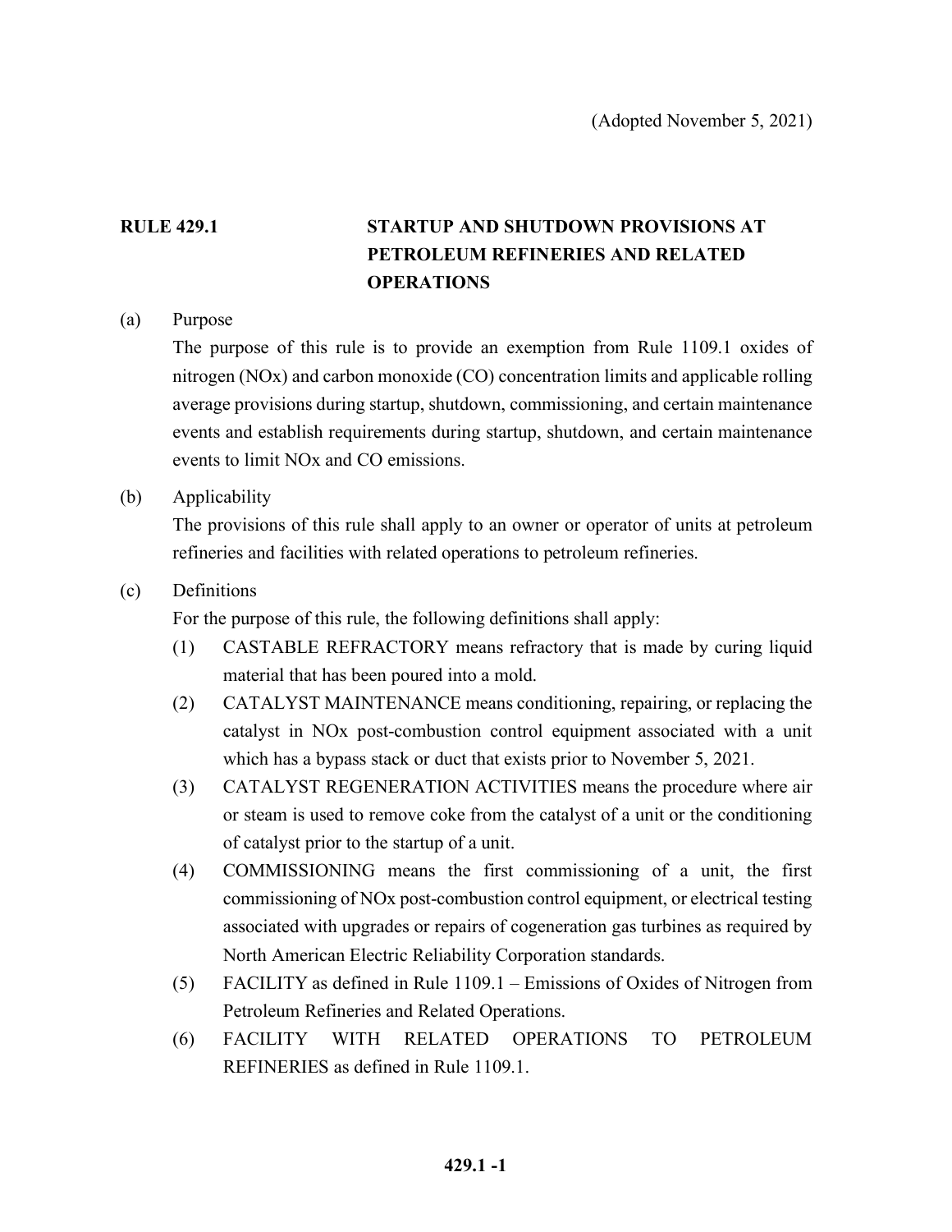(Adopted November 5, 2021)

# RULE 429.1 STARTUP AND SHUTDOWN PROVISIONS AT PETROLEUM REFINERIES AND RELATED OPERATIONS

(a) Purpose

The purpose of this rule is to provide an exemption from Rule 1109.1 oxides of nitrogen (NOx) and carbon monoxide (CO) concentration limits and applicable rolling average provisions during startup, shutdown, commissioning, and certain maintenance events and establish requirements during startup, shutdown, and certain maintenance events to limit NOx and CO emissions.

(b) Applicability

The provisions of this rule shall apply to an owner or operator of units at petroleum refineries and facilities with related operations to petroleum refineries.

(c) Definitions

For the purpose of this rule, the following definitions shall apply:

(1) CASTABLE REFRACTORY means refractory that is made by curing liquid material that has been poured into a mold.

(2) CATALYST MAINTENANCE means conditioning, repairing, or replacing the catalyst in NOx post-combustion control equipment associated with a unit which has a bypass stack or duct that exists prior to November 5, 2021.

(3) CATALYST REGENERATION ACTIVITIES means the procedure where air or steam is used to remove coke from the catalyst of a unit or the conditioning of catalyst prior to the startup of a unit.

(4) COMMISSIONING means the first commissioning of a unit, the first commissioning of NOx post-combustion control equipment, or electrical testing associated with upgrades or repairs of cogeneration gas turbines as required by North American Electric Reliability Corporation standards.

(5) FACILITY as defined in Rule 1109.1 – Emissions of Oxides of Nitrogen from Petroleum Refineries and Related Operations.

(6) FACILITY WITH RELATED OPERATIONS TO PETROLEUM REFINERIES as defined in Rule 1109.1.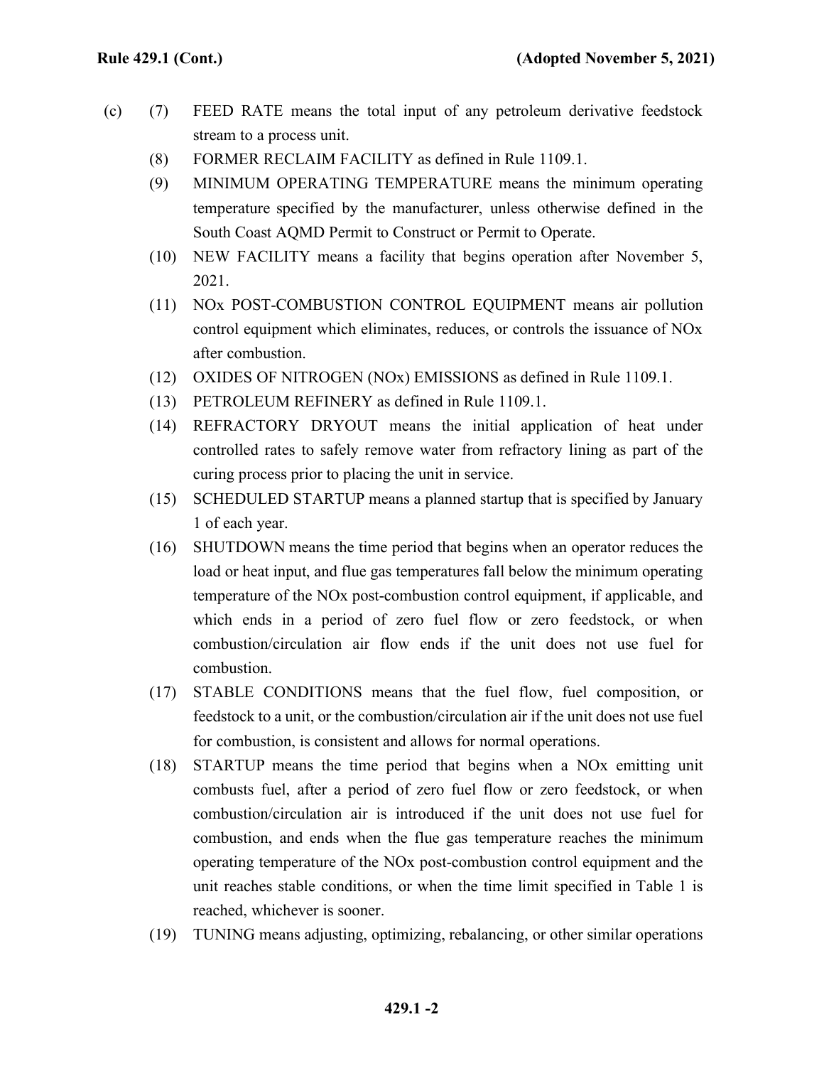(c) (7) FEED RATE means the total input of any petroleum derivative feedstock stream to a process unit.

(8) FORMER RECLAIM FACILITY as defined in Rule 1109.1.

(9) MINIMUM OPERATING TEMPERATURE means the minimum operating temperature specified by the manufacturer, unless otherwise defined in the South Coast AQMD Permit to Construct or Permit to Operate.

(10) NEW FACILITY means a facility that begins operation after November 5, 2021.

(11) NOx POST-COMBUSTION CONTROL EQUIPMENT means air pollution control equipment which eliminates, reduces, or controls the issuance of NOx after combustion.

(12) OXIDES OF NITROGEN (NOx) EMISSIONS as defined in Rule 1109.1.

(13) PETROLEUM REFINERY as defined in Rule 1109.1.

(14) REFRACTORY DRYOUT means the initial application of heat under controlled rates to safely remove water from refractory lining as part of the curing process prior to placing the unit in service.

(15) SCHEDULED STARTUP means a planned startup that is specified by January 1 of each year.

(16) SHUTDOWN means the time period that begins when an operator reduces the load or heat input, and flue gas temperatures fall below the minimum operating temperature of the NOx post-combustion control equipment, if applicable, and which ends in a period of zero fuel flow or zero feedstock, or when combustion/circulation air flow ends if the unit does not use fuel for combustion.

(17) STABLE CONDITIONS means that the fuel flow, fuel composition, or feedstock to a unit, or the combustion/circulation air if the unit does not use fuel for combustion, is consistent and allows for normal operations.

(18) STARTUP means the time period that begins when a NOx emitting unit combusts fuel, after a period of zero fuel flow or zero feedstock, or when combustion/circulation air is introduced if the unit does not use fuel for combustion, and ends when the flue gas temperature reaches the minimum operating temperature of the NOx post-combustion control equipment and the unit reaches stable conditions, or when the time limit specified in Table 1 is reached, whichever is sooner.

(19) TUNING means adjusting, optimizing, rebalancing, or other similar operations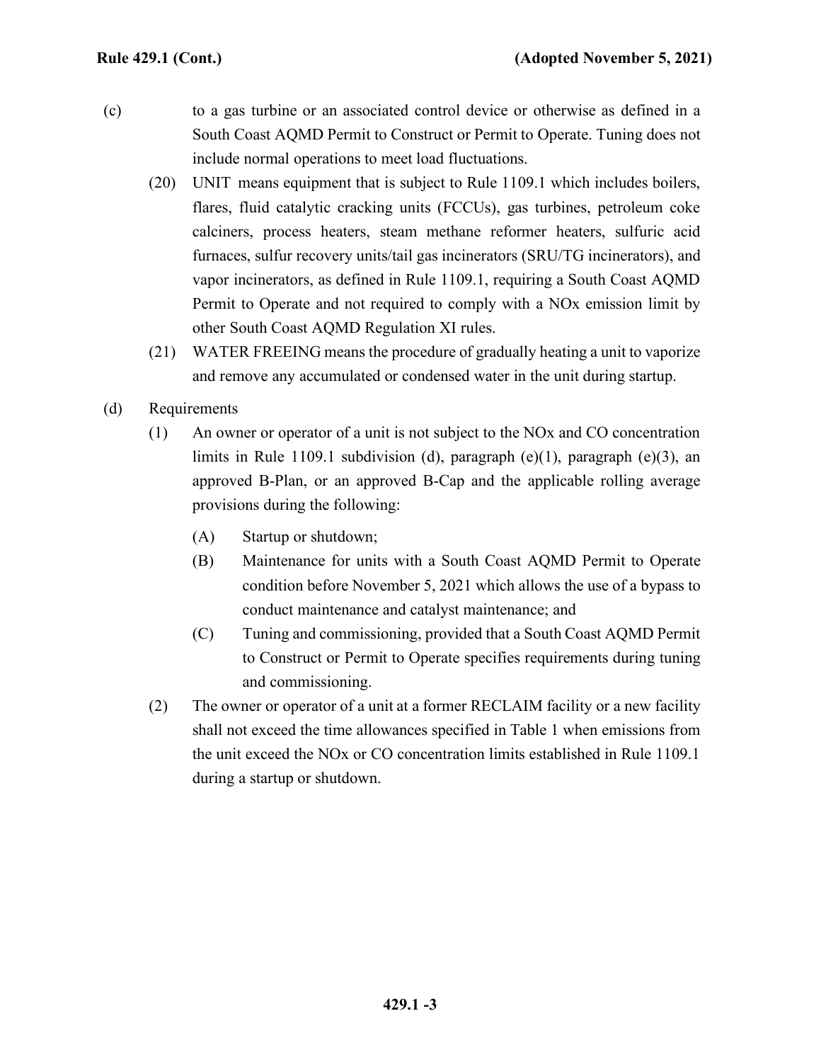(c) to a gas turbine or an associated control device or otherwise as defined in a South Coast AQMD Permit to Construct or Permit to Operate. Tuning does not include normal operations to meet load fluctuations.

(20) UNIT means equipment that is subject to Rule 1109.1 which includes boilers, flares, fluid catalytic cracking units (FCCUs), gas turbines, petroleum coke calciners, process heaters, steam methane reformer heaters, sulfuric acid furnaces, sulfur recovery units/tail gas incinerators (SRU/TG incinerators), and vapor incinerators, as defined in Rule 1109.1, requiring a South Coast AQMD Permit to Operate and not required to comply with a NOx emission limit by other South Coast AQMD Regulation XI rules.

(21) WATER FREEING means the procedure of gradually heating a unit to vaporize and remove any accumulated or condensed water in the unit during startup.

(d) Requirements

(1) An owner or operator of a unit is not subject to the NOx and CO concentration limits in Rule 1109.1 subdivision (d), paragraph (e)(1), paragraph (e)(3), an approved B-Plan, or an approved B-Cap and the applicable rolling average provisions during the following:

(A) Startup or shutdown;

(B) Maintenance for units with a South Coast AQMD Permit to Operate condition before November 5, 2021 which allows the use of a bypass to conduct maintenance and catalyst maintenance; and

(C) Tuning and commissioning, provided that a South Coast AQMD Permit to Construct or Permit to Operate specifies requirements during tuning and commissioning.

(2) The owner or operator of a unit at a former RECLAIM facility or a new facility shall not exceed the time allowances specified in Table 1 when emissions from the unit exceed the NOx or CO concentration limits established in Rule 1109.1 during a startup or shutdown.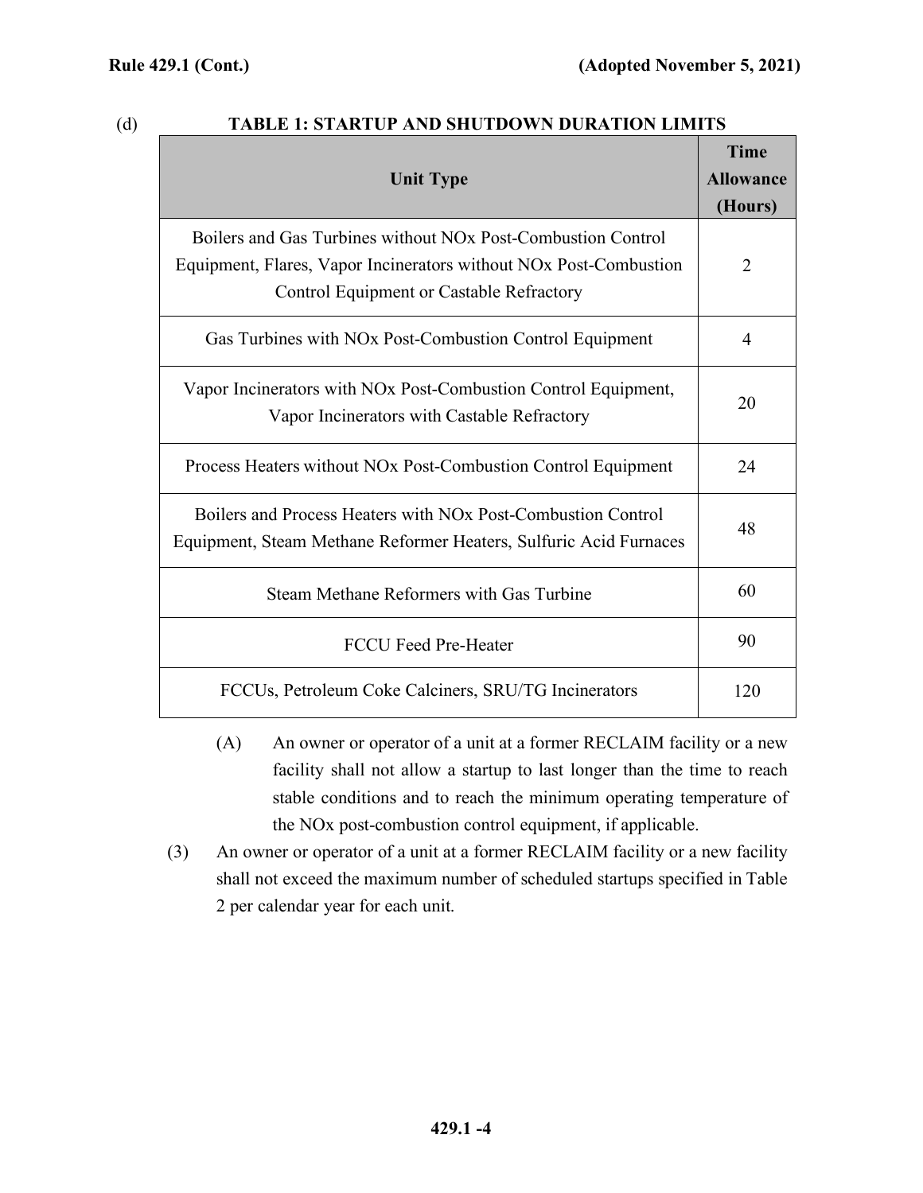(d)

**TABLE 1: STARTUP AND SHUTDOWN DURATION LIMITS**

| Unit Type | Time Allowance (Hours) |
|---|---|
| Boilers and Gas Turbines without NOx Post-Combustion Control Equipment, Flares, Vapor Incinerators without NOx Post-Combustion Control Equipment or Castable Refractory | 2 |
| Gas Turbines with NOx Post-Combustion Control Equipment | 4 |
| Vapor Incinerators with NOx Post-Combustion Control Equipment, Vapor Incinerators with Castable Refractory | 20 |
| Process Heaters without NOx Post-Combustion Control Equipment | 24 |
| Boilers and Process Heaters with NOx Post-Combustion Control Equipment, Steam Methane Reformer Heaters, Sulfuric Acid Furnaces | 48 |
| Steam Methane Reformers with Gas Turbine | 60 |
| FCCU Feed Pre-Heater | 90 |
| FCCUs, Petroleum Coke Calciners, SRU/TG Incinerators | 120 |

(A) An owner or operator of a unit at a former RECLAIM facility or a new facility shall not allow a startup to last longer than the time to reach stable conditions and to reach the minimum operating temperature of the NOx post-combustion control equipment, if applicable.

(3) An owner or operator of a unit at a former RECLAIM facility or a new facility shall not exceed the maximum number of scheduled startups specified in Table 2 per calendar year for each unit.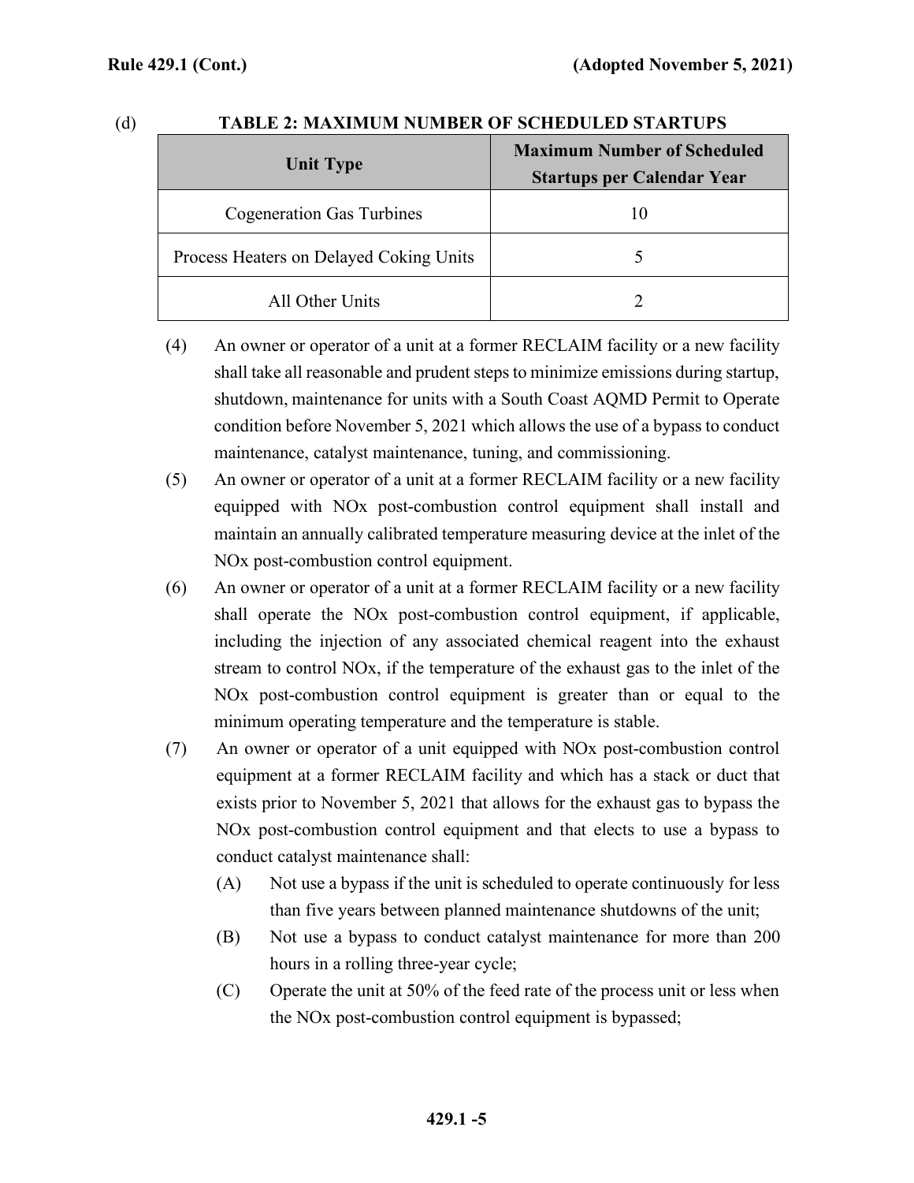(d) **TABLE 2: MAXIMUM NUMBER OF SCHEDULED STARTUPS**

| Unit Type | Maximum Number of Scheduled Startups per Calendar Year |
|---|---|
| Cogeneration Gas Turbines | 10 |
| Process Heaters on Delayed Coking Units | 5 |
| All Other Units | 2 |

(4) An owner or operator of a unit at a former RECLAIM facility or a new facility shall take all reasonable and prudent steps to minimize emissions during startup, shutdown, maintenance for units with a South Coast AQMD Permit to Operate condition before November 5, 2021 which allows the use of a bypass to conduct maintenance, catalyst maintenance, tuning, and commissioning.

(5) An owner or operator of a unit at a former RECLAIM facility or a new facility equipped with NOx post-combustion control equipment shall install and maintain an annually calibrated temperature measuring device at the inlet of the NOx post-combustion control equipment.

(6) An owner or operator of a unit at a former RECLAIM facility or a new facility shall operate the NOx post-combustion control equipment, if applicable, including the injection of any associated chemical reagent into the exhaust stream to control NOx, if the temperature of the exhaust gas to the inlet of the NOx post-combustion control equipment is greater than or equal to the minimum operating temperature and the temperature is stable.

(7) An owner or operator of a unit equipped with NOx post-combustion control equipment at a former RECLAIM facility and which has a stack or duct that exists prior to November 5, 2021 that allows for the exhaust gas to bypass the NOx post-combustion control equipment and that elects to use a bypass to conduct catalyst maintenance shall:

- (A) Not use a bypass if the unit is scheduled to operate continuously for less than five years between planned maintenance shutdowns of the unit;
- (B) Not use a bypass to conduct catalyst maintenance for more than 200 hours in a rolling three-year cycle;
- (C) Operate the unit at 50% of the feed rate of the process unit or less when the NOx post-combustion control equipment is bypassed;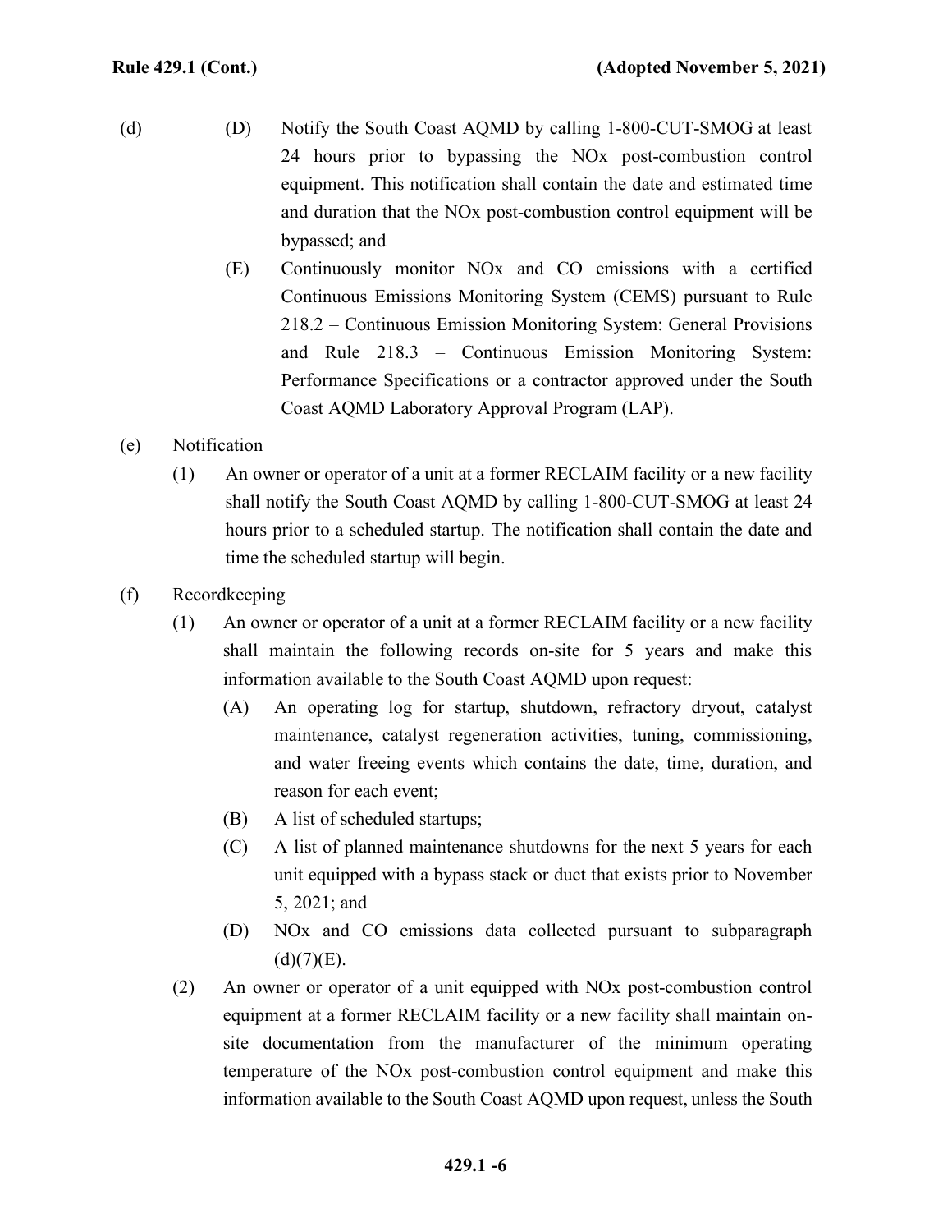(d)

(D) Notify the South Coast AQMD by calling 1-800-CUT-SMOG at least 24 hours prior to bypassing the NOx post-combustion control equipment. This notification shall contain the date and estimated time and duration that the NOx post-combustion control equipment will be bypassed; and

(E) Continuously monitor NOx and CO emissions with a certified Continuous Emissions Monitoring System (CEMS) pursuant to Rule 218.2 – Continuous Emission Monitoring System: General Provisions and Rule 218.3 – Continuous Emission Monitoring System: Performance Specifications or a contractor approved under the South Coast AQMD Laboratory Approval Program (LAP).

(e) Notification

(1) An owner or operator of a unit at a former RECLAIM facility or a new facility shall notify the South Coast AQMD by calling 1-800-CUT-SMOG at least 24 hours prior to a scheduled startup. The notification shall contain the date and time the scheduled startup will begin.

(f) Recordkeeping

(1) An owner or operator of a unit at a former RECLAIM facility or a new facility shall maintain the following records on-site for 5 years and make this information available to the South Coast AQMD upon request:

(A) An operating log for startup, shutdown, refractory dryout, catalyst maintenance, catalyst regeneration activities, tuning, commissioning, and water freeing events which contains the date, time, duration, and reason for each event;

(B) A list of scheduled startups;

(C) A list of planned maintenance shutdowns for the next 5 years for each unit equipped with a bypass stack or duct that exists prior to November 5, 2021; and

(D) NOx and CO emissions data collected pursuant to subparagraph (d)(7)(E).

(2) An owner or operator of a unit equipped with NOx post-combustion control equipment at a former RECLAIM facility or a new facility shall maintain on-site documentation from the manufacturer of the minimum operating temperature of the NOx post-combustion control equipment and make this information available to the South Coast AQMD upon request, unless the South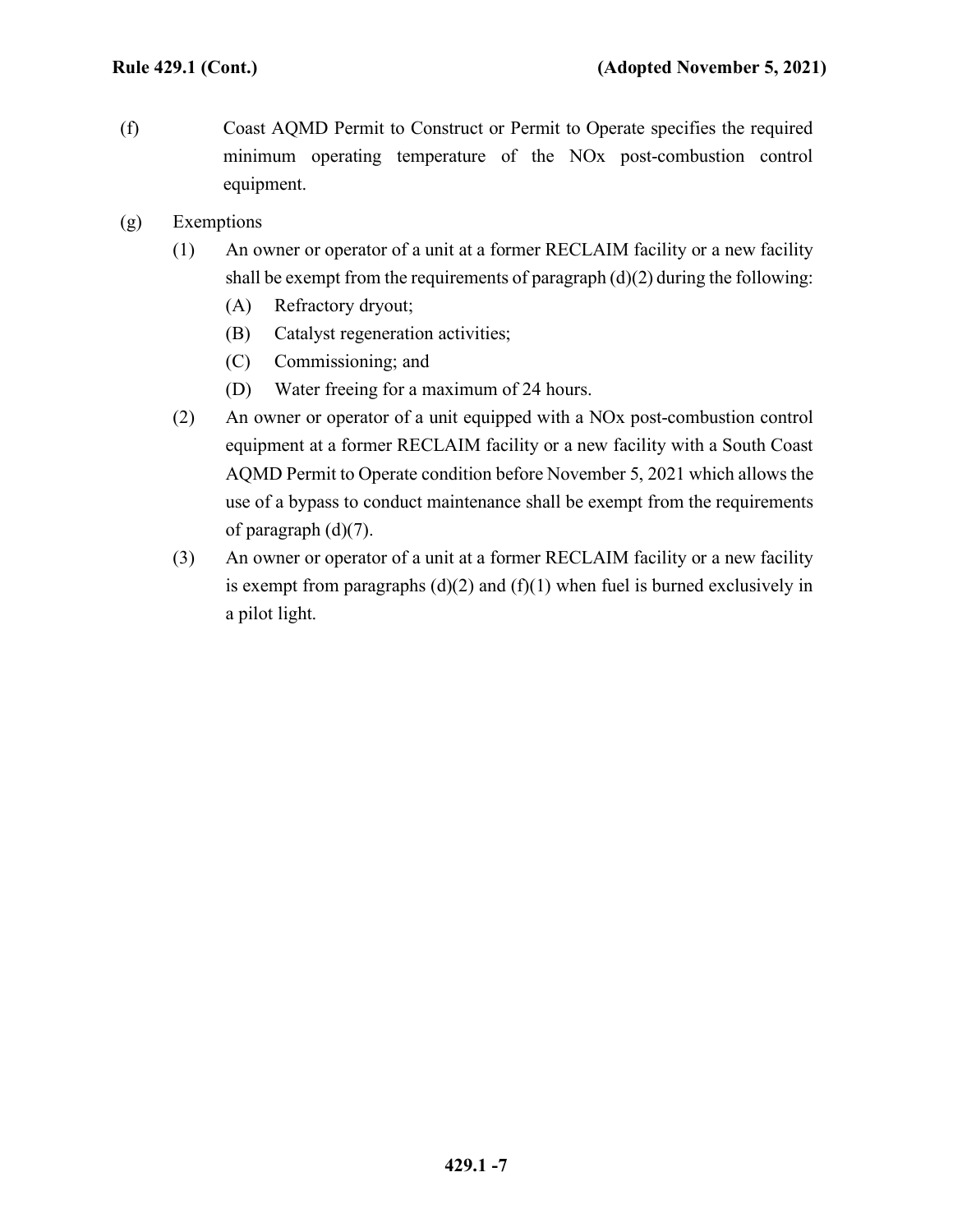(f) Coast AQMD Permit to Construct or Permit to Operate specifies the required minimum operating temperature of the NOx post-combustion control equipment.

(g) Exemptions

(1) An owner or operator of a unit at a former RECLAIM facility or a new facility shall be exempt from the requirements of paragraph (d)(2) during the following:

(A) Refractory dryout;

(B) Catalyst regeneration activities;

(C) Commissioning; and

(D) Water freeing for a maximum of 24 hours.

(2) An owner or operator of a unit equipped with a NOx post-combustion control equipment at a former RECLAIM facility or a new facility with a South Coast AQMD Permit to Operate condition before November 5, 2021 which allows the use of a bypass to conduct maintenance shall be exempt from the requirements of paragraph (d)(7).

(3) An owner or operator of a unit at a former RECLAIM facility or a new facility is exempt from paragraphs (d)(2) and (f)(1) when fuel is burned exclusively in a pilot light.